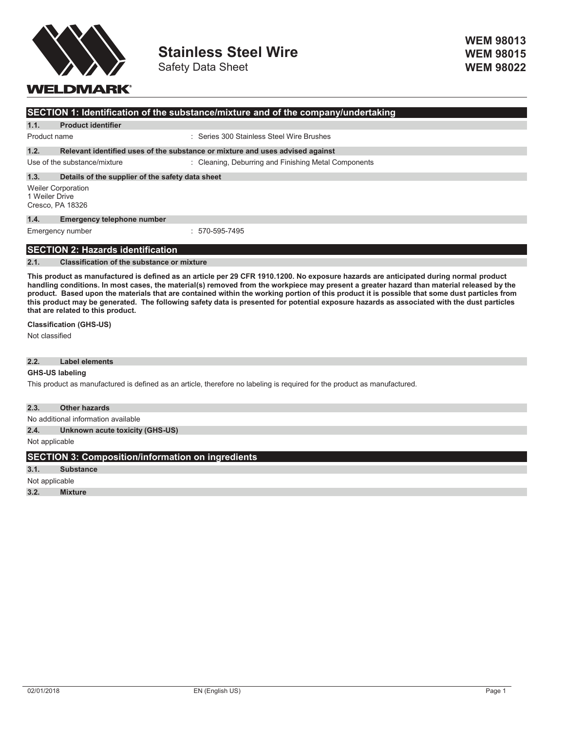# Stainless Steel Wire

Safety Data Sheet

**WEM 98013**
**WEM 98015**
**WEM 98022**

## SECTION 1: Identification of the substance/mixture and of the company/undertaking

### 1.1. Product identifier

Product name : Series 300 Stainless Steel Wire Brushes

### 1.2. Relevant identified uses of the substance or mixture and uses advised against

Use of the substance/mixture : Cleaning, Deburring and Finishing Metal Components

### 1.3. Details of the supplier of the safety data sheet

Weiler Corporation
1 Weiler Drive
Cresco, PA 18326

### 1.4. Emergency telephone number

Emergency number : 570-595-7495

## SECTION 2: Hazards identification

### 2.1. Classification of the substance or mixture

**This product as manufactured is defined as an article per 29 CFR 1910.1200. No exposure hazards are anticipated during normal product handling conditions. In most cases, the material(s) removed from the workpiece may present a greater hazard than material released by the product. Based upon the materials that are contained within the working portion of this product it is possible that some dust particles from this product may be generated. The following safety data is presented for potential exposure hazards as associated with the dust particles that are related to this product.**

**Classification (GHS-US)**

Not classified

### 2.2. Label elements

**GHS-US labeling**

This product as manufactured is defined as an article, therefore no labeling is required for the product as manufactured.

### 2.3. Other hazards

No additional information available

### 2.4. Unknown acute toxicity (GHS-US)

Not applicable

## SECTION 3: Composition/information on ingredients

### 3.1. Substance

Not applicable

### 3.2. Mixture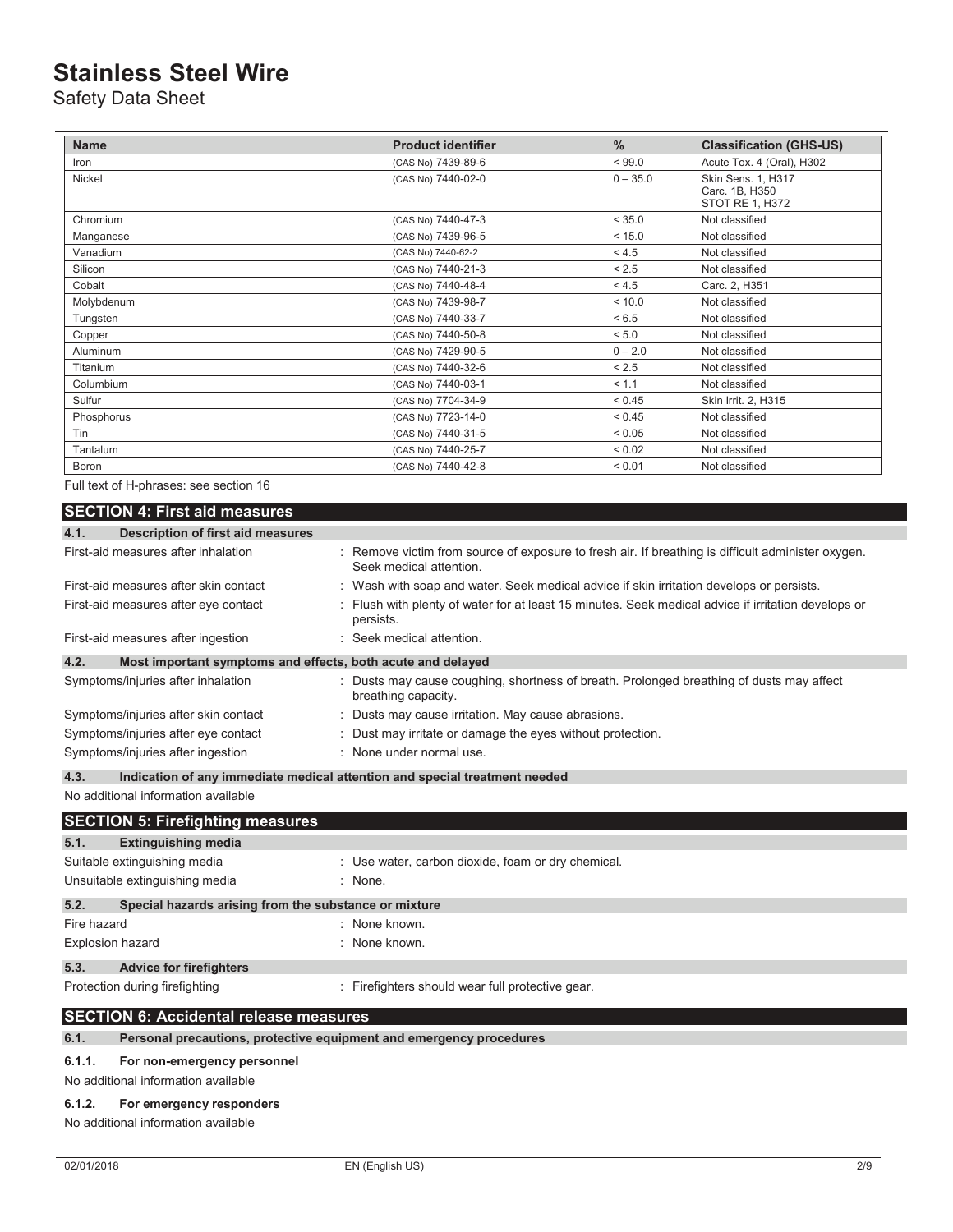| Name | Product identifier | % | Classification (GHS-US) |
|---|---|---|---|
| Iron | (CAS No) 7439-89-6 | < 99.0 | Acute Tox. 4 (Oral), H302 |
| Nickel | (CAS No) 7440-02-0 | 0 – 35.0 | Skin Sens. 1, H317<br>Carc. 1B, H350<br>STOT RE 1, H372 |
| Chromium | (CAS No) 7440-47-3 | < 35.0 | Not classified |
| Manganese | (CAS No) 7439-96-5 | < 15.0 | Not classified |
| Vanadium | (CAS No) 7440-62-2 | < 4.5 | Not classified |
| Silicon | (CAS No) 7440-21-3 | < 2.5 | Not classified |
| Cobalt | (CAS No) 7440-48-4 | < 4.5 | Carc. 2, H351 |
| Molybdenum | (CAS No) 7439-98-7 | < 10.0 | Not classified |
| Tungsten | (CAS No) 7440-33-7 | < 6.5 | Not classified |
| Copper | (CAS No) 7440-50-8 | < 5.0 | Not classified |
| Aluminum | (CAS No) 7429-90-5 | 0 – 2.0 | Not classified |
| Titanium | (CAS No) 7440-32-6 | < 2.5 | Not classified |
| Columbium | (CAS No) 7440-03-1 | < 1.1 | Not classified |
| Sulfur | (CAS No) 7704-34-9 | < 0.45 | Skin Irrit. 2, H315 |
| Phosphorus | (CAS No) 7723-14-0 | < 0.45 | Not classified |
| Tin | (CAS No) 7440-31-5 | < 0.05 | Not classified |
| Tantalum | (CAS No) 7440-25-7 | < 0.02 | Not classified |
| Boron | (CAS No) 7440-42-8 | < 0.01 | Not classified |

Full text of H-phrases: see section 16

## SECTION 4: First aid measures

### 4.1. Description of first aid measures

First-aid measures after inhalation : Remove victim from source of exposure to fresh air. If breathing is difficult administer oxygen. Seek medical attention.

First-aid measures after skin contact : Wash with soap and water. Seek medical advice if skin irritation develops or persists.

First-aid measures after eye contact : Flush with plenty of water for at least 15 minutes. Seek medical advice if irritation develops or persists.

First-aid measures after ingestion : Seek medical attention.

### 4.2. Most important symptoms and effects, both acute and delayed

Symptoms/injuries after inhalation : Dusts may cause coughing, shortness of breath. Prolonged breathing of dusts may affect breathing capacity.

Symptoms/injuries after skin contact : Dusts may cause irritation. May cause abrasions.

Symptoms/injuries after eye contact : Dust may irritate or damage the eyes without protection.

Symptoms/injuries after ingestion : None under normal use.

### 4.3. Indication of any immediate medical attention and special treatment needed

No additional information available

## SECTION 5: Firefighting measures

### 5.1. Extinguishing media

Suitable extinguishing media : Use water, carbon dioxide, foam or dry chemical.

Unsuitable extinguishing media : None.

### 5.2. Special hazards arising from the substance or mixture

Fire hazard : None known.

Explosion hazard : None known.

### 5.3. Advice for firefighters

Protection during firefighting : Firefighters should wear full protective gear.

## SECTION 6: Accidental release measures

### 6.1. Personal precautions, protective equipment and emergency procedures

#### 6.1.1. For non-emergency personnel

No additional information available

#### 6.1.2. For emergency responders

No additional information available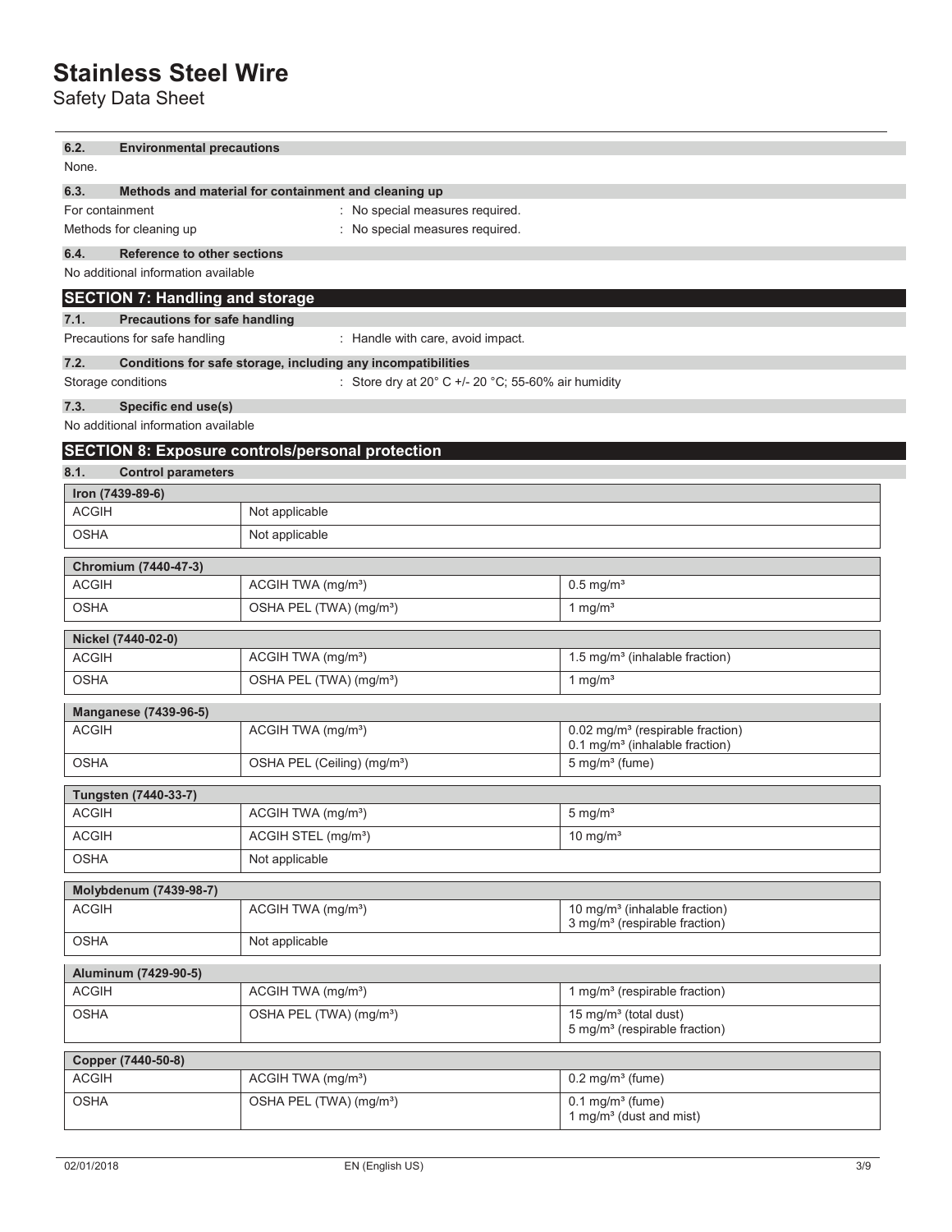### 6.2. Environmental precautions

None.

### 6.3. Methods and material for containment and cleaning up

For containment : No special measures required.

Methods for cleaning up : No special measures required.

### 6.4. Reference to other sections

No additional information available

## SECTION 7: Handling and storage

### 7.1. Precautions for safe handling

Precautions for safe handling : Handle with care, avoid impact.

### 7.2. Conditions for safe storage, including any incompatibilities

Storage conditions : Store dry at 20° C +/- 20 °C; 55-60% air humidity

### 7.3. Specific end use(s)

No additional information available

## SECTION 8: Exposure controls/personal protection

### 8.1. Control parameters

| Iron (7439-89-6) | | |
|---|---|---|
| ACGIH | Not applicable | |
| OSHA | Not applicable | |

| Chromium (7440-47-3) | | |
|---|---|---|
| ACGIH | ACGIH TWA (mg/m³) | 0.5 mg/m³ |
| OSHA | OSHA PEL (TWA) (mg/m³) | 1 mg/m³ |

| Nickel (7440-02-0) | | |
|---|---|---|
| ACGIH | ACGIH TWA (mg/m³) | 1.5 mg/m³ (inhalable fraction) |
| OSHA | OSHA PEL (TWA) (mg/m³) | 1 mg/m³ |

| Manganese (7439-96-5) | | |
|---|---|---|
| ACGIH | ACGIH TWA (mg/m³) | 0.02 mg/m³ (respirable fraction)<br>0.1 mg/m³ (inhalable fraction) |
| OSHA | OSHA PEL (Ceiling) (mg/m³) | 5 mg/m³ (fume) |

| Tungsten (7440-33-7) | | |
|---|---|---|
| ACGIH | ACGIH TWA (mg/m³) | 5 mg/m³ |
| ACGIH | ACGIH STEL (mg/m³) | 10 mg/m³ |
| OSHA | Not applicable | |

| Molybdenum (7439-98-7) | | |
|---|---|---|
| ACGIH | ACGIH TWA (mg/m³) | 10 mg/m³ (inhalable fraction)<br>3 mg/m³ (respirable fraction) |
| OSHA | Not applicable | |

| Aluminum (7429-90-5) | | |
|---|---|---|
| ACGIH | ACGIH TWA (mg/m³) | 1 mg/m³ (respirable fraction) |
| OSHA | OSHA PEL (TWA) (mg/m³) | 15 mg/m³ (total dust)<br>5 mg/m³ (respirable fraction) |

| Copper (7440-50-8) | | |
|---|---|---|
| ACGIH | ACGIH TWA (mg/m³) | 0.2 mg/m³ (fume) |
| OSHA | OSHA PEL (TWA) (mg/m³) | 0.1 mg/m³ (fume)<br>1 mg/m³ (dust and mist) |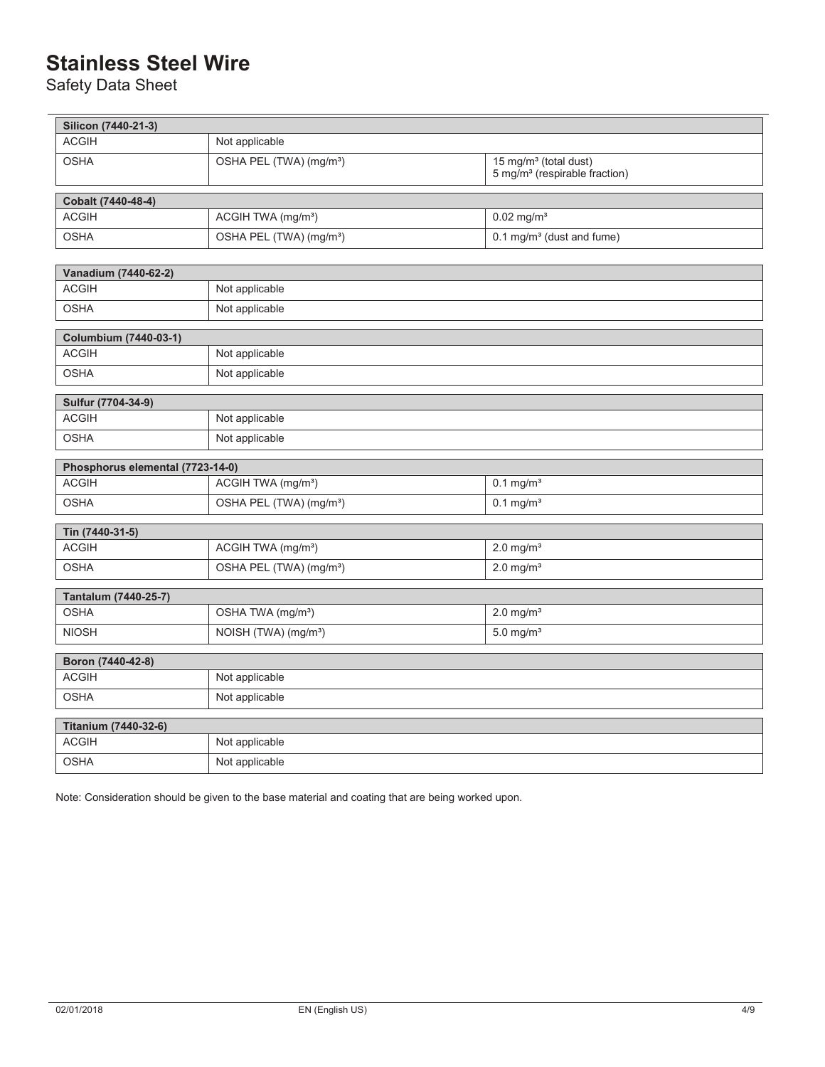| Silicon (7440-21-3) | | |
|---|---|---|
| ACGIH | Not applicable | |
| OSHA | OSHA PEL (TWA) (mg/m³) | 15 mg/m³ (total dust)<br>5 mg/m³ (respirable fraction) |

| Cobalt (7440-48-4) | | |
|---|---|---|
| ACGIH | ACGIH TWA (mg/m³) | 0.02 mg/m³ |
| OSHA | OSHA PEL (TWA) (mg/m³) | 0.1 mg/m³ (dust and fume) |

| Vanadium (7440-62-2) | |
|---|---|
| ACGIH | Not applicable |
| OSHA | Not applicable |

| Columbium (7440-03-1) | |
|---|---|
| ACGIH | Not applicable |
| OSHA | Not applicable |

| Sulfur (7704-34-9) | |
|---|---|
| ACGIH | Not applicable |
| OSHA | Not applicable |

| Phosphorus elemental (7723-14-0) | | |
|---|---|---|
| ACGIH | ACGIH TWA (mg/m³) | 0.1 mg/m³ |
| OSHA | OSHA PEL (TWA) (mg/m³) | 0.1 mg/m³ |

| Tin (7440-31-5) | | |
|---|---|---|
| ACGIH | ACGIH TWA (mg/m³) | 2.0 mg/m³ |
| OSHA | OSHA PEL (TWA) (mg/m³) | 2.0 mg/m³ |

| Tantalum (7440-25-7) | | |
|---|---|---|
| OSHA | OSHA TWA (mg/m³) | 2.0 mg/m³ |
| NIOSH | NOISH (TWA) (mg/m³) | 5.0 mg/m³ |

| Boron (7440-42-8) | |
|---|---|
| ACGIH | Not applicable |
| OSHA | Not applicable |

| Titanium (7440-32-6) | |
|---|---|
| ACGIH | Not applicable |
| OSHA | Not applicable |

Note: Consideration should be given to the base material and coating that are being worked upon.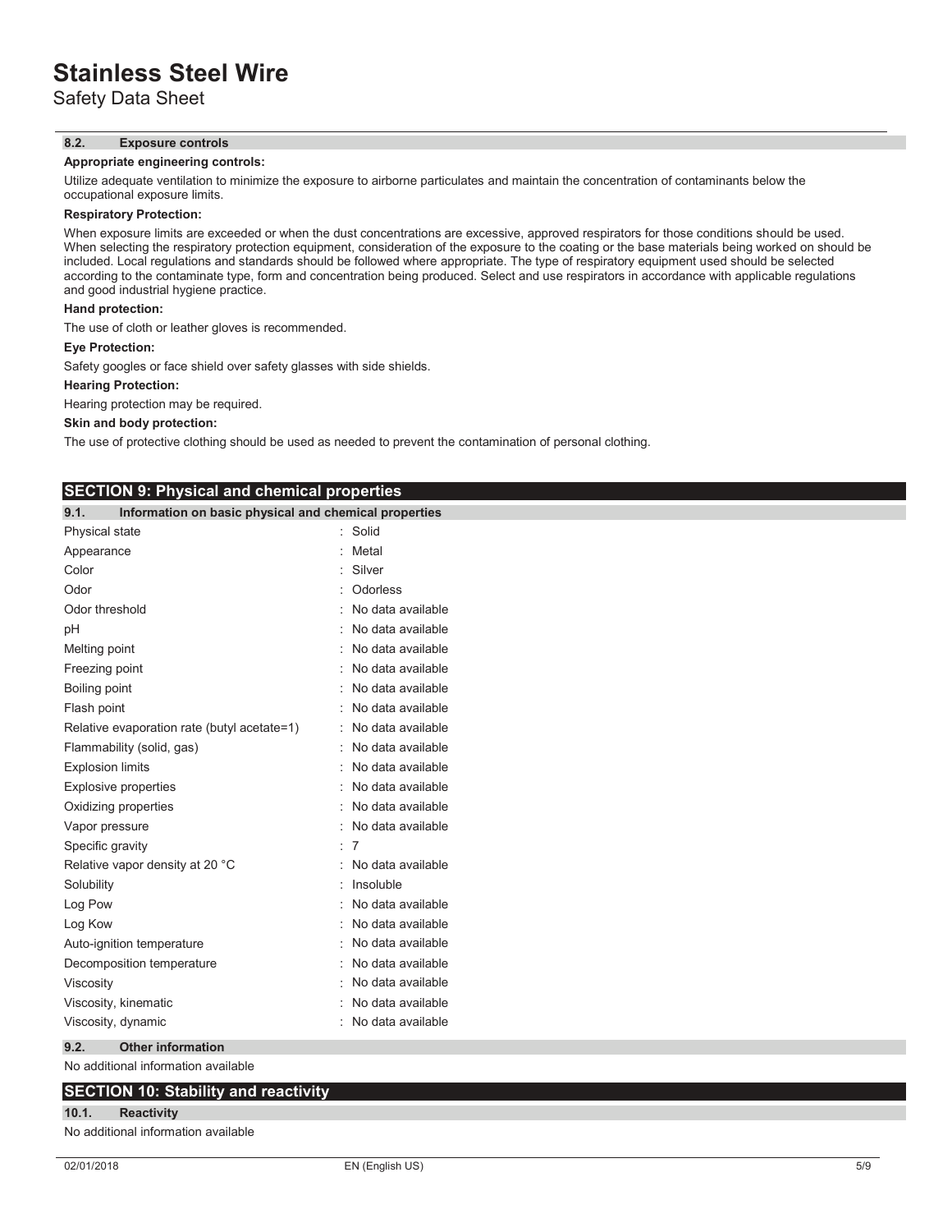#### 8.2. Exposure controls

**Appropriate engineering controls:**

Utilize adequate ventilation to minimize the exposure to airborne particulates and maintain the concentration of contaminants below the occupational exposure limits.

**Respiratory Protection:**

When exposure limits are exceeded or when the dust concentrations are excessive, approved respirators for those conditions should be used. When selecting the respiratory protection equipment, consideration of the exposure to the coating or the base materials being worked on should be included. Local regulations and standards should be followed where appropriate. The type of respiratory equipment used should be selected according to the contaminate type, form and concentration being produced. Select and use respirators in accordance with applicable regulations and good industrial hygiene practice.

**Hand protection:**

The use of cloth or leather gloves is recommended.

**Eye Protection:**

Safety googles or face shield over safety glasses with side shields.

**Hearing Protection:**

Hearing protection may be required.

**Skin and body protection:**

The use of protective clothing should be used as needed to prevent the contamination of personal clothing.

## SECTION 9: Physical and chemical properties

#### 9.1. Information on basic physical and chemical properties

| Property | Value |
|---|---|
| Physical state | : Solid |
| Appearance | : Metal |
| Color | : Silver |
| Odor | : Odorless |
| Odor threshold | : No data available |
| pH | : No data available |
| Melting point | : No data available |
| Freezing point | : No data available |
| Boiling point | : No data available |
| Flash point | : No data available |
| Relative evaporation rate (butyl acetate=1) | : No data available |
| Flammability (solid, gas) | : No data available |
| Explosion limits | : No data available |
| Explosive properties | : No data available |
| Oxidizing properties | : No data available |
| Vapor pressure | : No data available |
| Specific gravity | : 7 |
| Relative vapor density at 20 °C | : No data available |
| Solubility | : Insoluble |
| Log Pow | : No data available |
| Log Kow | : No data available |
| Auto-ignition temperature | : No data available |
| Decomposition temperature | : No data available |
| Viscosity | : No data available |
| Viscosity, kinematic | : No data available |
| Viscosity, dynamic | : No data available |

#### 9.2. Other information

No additional information available

## SECTION 10: Stability and reactivity

#### 10.1. Reactivity

No additional information available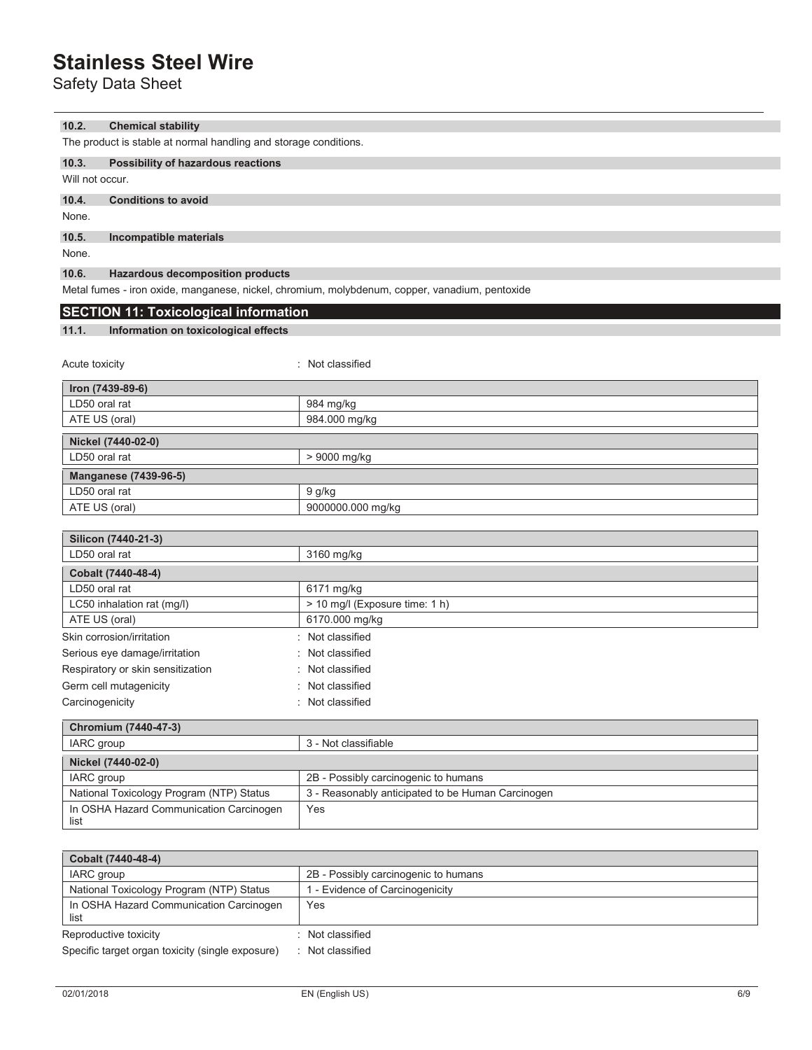### 10.2. Chemical stability

The product is stable at normal handling and storage conditions.

### 10.3. Possibility of hazardous reactions

Will not occur.

### 10.4. Conditions to avoid

None.

### 10.5. Incompatible materials

None.

### 10.6. Hazardous decomposition products

Metal fumes - iron oxide, manganese, nickel, chromium, molybdenum, copper, vanadium, pentoxide

## SECTION 11: Toxicological information

### 11.1. Information on toxicological effects

Acute toxicity : Not classified

| Iron (7439-89-6) | |
|---|---|
| LD50 oral rat | 984 mg/kg |
| ATE US (oral) | 984.000 mg/kg |

| Nickel (7440-02-0) | |
|---|---|
| LD50 oral rat | > 9000 mg/kg |

| Manganese (7439-96-5) | |
|---|---|
| LD50 oral rat | 9 g/kg |
| ATE US (oral) | 9000000.000 mg/kg |

| Silicon (7440-21-3) | |
|---|---|
| LD50 oral rat | 3160 mg/kg |

| Cobalt (7440-48-4) | |
|---|---|
| LD50 oral rat | 6171 mg/kg |
| LC50 inhalation rat (mg/l) | > 10 mg/l (Exposure time: 1 h) |
| ATE US (oral) | 6170.000 mg/kg |

Skin corrosion/irritation : Not classified

Serious eye damage/irritation : Not classified

Respiratory or skin sensitization : Not classified

Germ cell mutagenicity : Not classified

Carcinogenicity : Not classified

| Chromium (7440-47-3) | |
|---|---|
| IARC group | 3 - Not classifiable |

| Nickel (7440-02-0) | |
|---|---|
| IARC group | 2B - Possibly carcinogenic to humans |
| National Toxicology Program (NTP) Status | 3 - Reasonably anticipated to be Human Carcinogen |
| In OSHA Hazard Communication Carcinogen list | Yes |

| Cobalt (7440-48-4) | |
|---|---|
| IARC group | 2B - Possibly carcinogenic to humans |
| National Toxicology Program (NTP) Status | 1 - Evidence of Carcinogenicity |
| In OSHA Hazard Communication Carcinogen list | Yes |

Reproductive toxicity : Not classified

Specific target organ toxicity (single exposure) : Not classified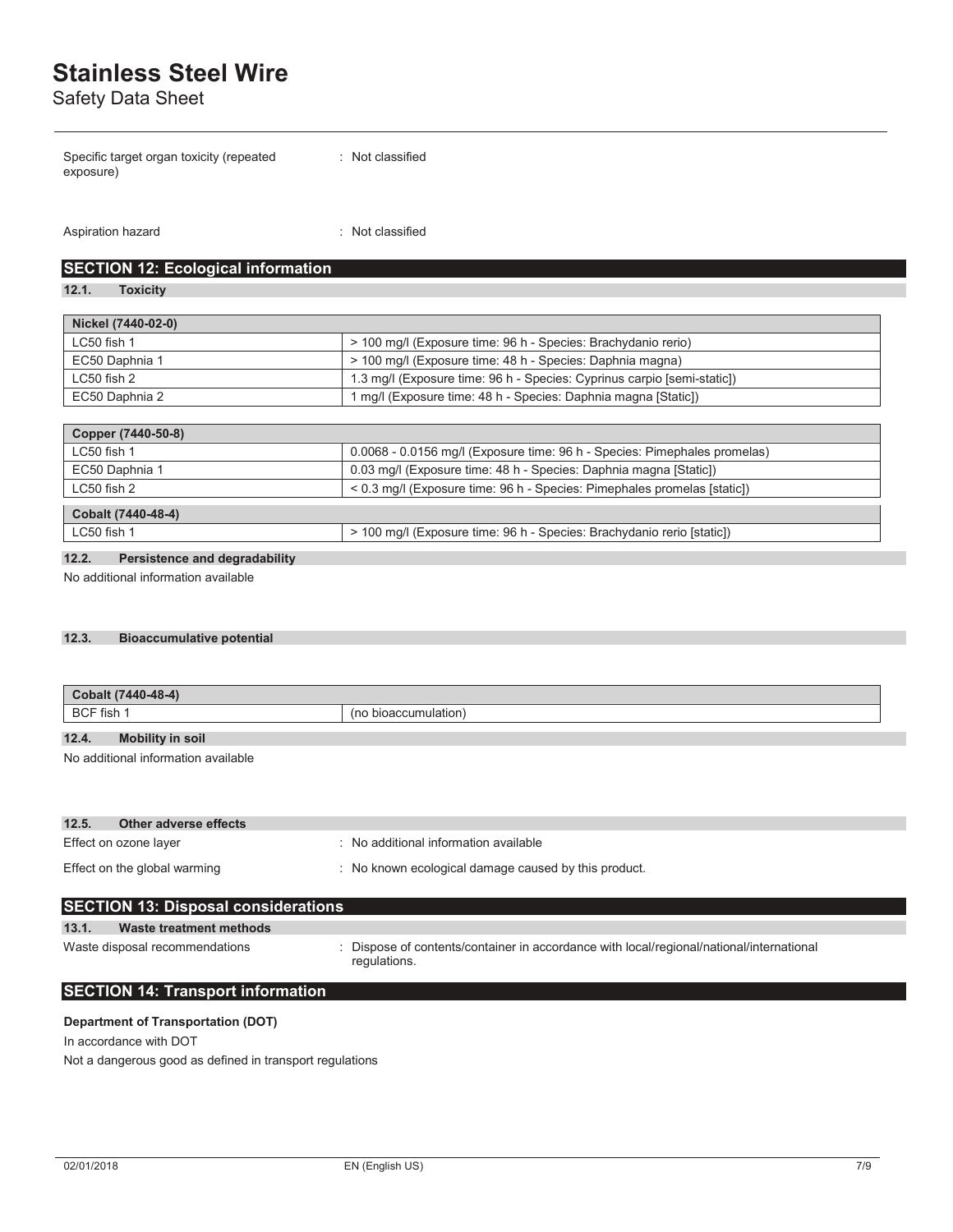Specific target organ toxicity (repeated exposure) : Not classified

Aspiration hazard : Not classified

## SECTION 12: Ecological information

### 12.1. Toxicity

| Nickel (7440-02-0) | |
|---|---|
| LC50 fish 1 | > 100 mg/l (Exposure time: 96 h - Species: Brachydanio rerio) |
| EC50 Daphnia 1 | > 100 mg/l (Exposure time: 48 h - Species: Daphnia magna) |
| LC50 fish 2 | 1.3 mg/l (Exposure time: 96 h - Species: Cyprinus carpio [semi-static]) |
| EC50 Daphnia 2 | 1 mg/l (Exposure time: 48 h - Species: Daphnia magna [Static]) |

| Copper (7440-50-8) | |
|---|---|
| LC50 fish 1 | 0.0068 - 0.0156 mg/l (Exposure time: 96 h - Species: Pimephales promelas) |
| EC50 Daphnia 1 | 0.03 mg/l (Exposure time: 48 h - Species: Daphnia magna [Static]) |
| LC50 fish 2 | < 0.3 mg/l (Exposure time: 96 h - Species: Pimephales promelas [static]) |

| Cobalt (7440-48-4) | |
|---|---|
| LC50 fish 1 | > 100 mg/l (Exposure time: 96 h - Species: Brachydanio rerio [static]) |

### 12.2. Persistence and degradability

No additional information available

### 12.3. Bioaccumulative potential

| Cobalt (7440-48-4) | |
|---|---|
| BCF fish 1 | (no bioaccumulation) |

### 12.4. Mobility in soil

No additional information available

### 12.5. Other adverse effects

Effect on ozone layer : No additional information available

Effect on the global warming : No known ecological damage caused by this product.

## SECTION 13: Disposal considerations

### 13.1. Waste treatment methods

Waste disposal recommendations : Dispose of contents/container in accordance with local/regional/national/international regulations.

## SECTION 14: Transport information

**Department of Transportation (DOT)**

In accordance with DOT

Not a dangerous good as defined in transport regulations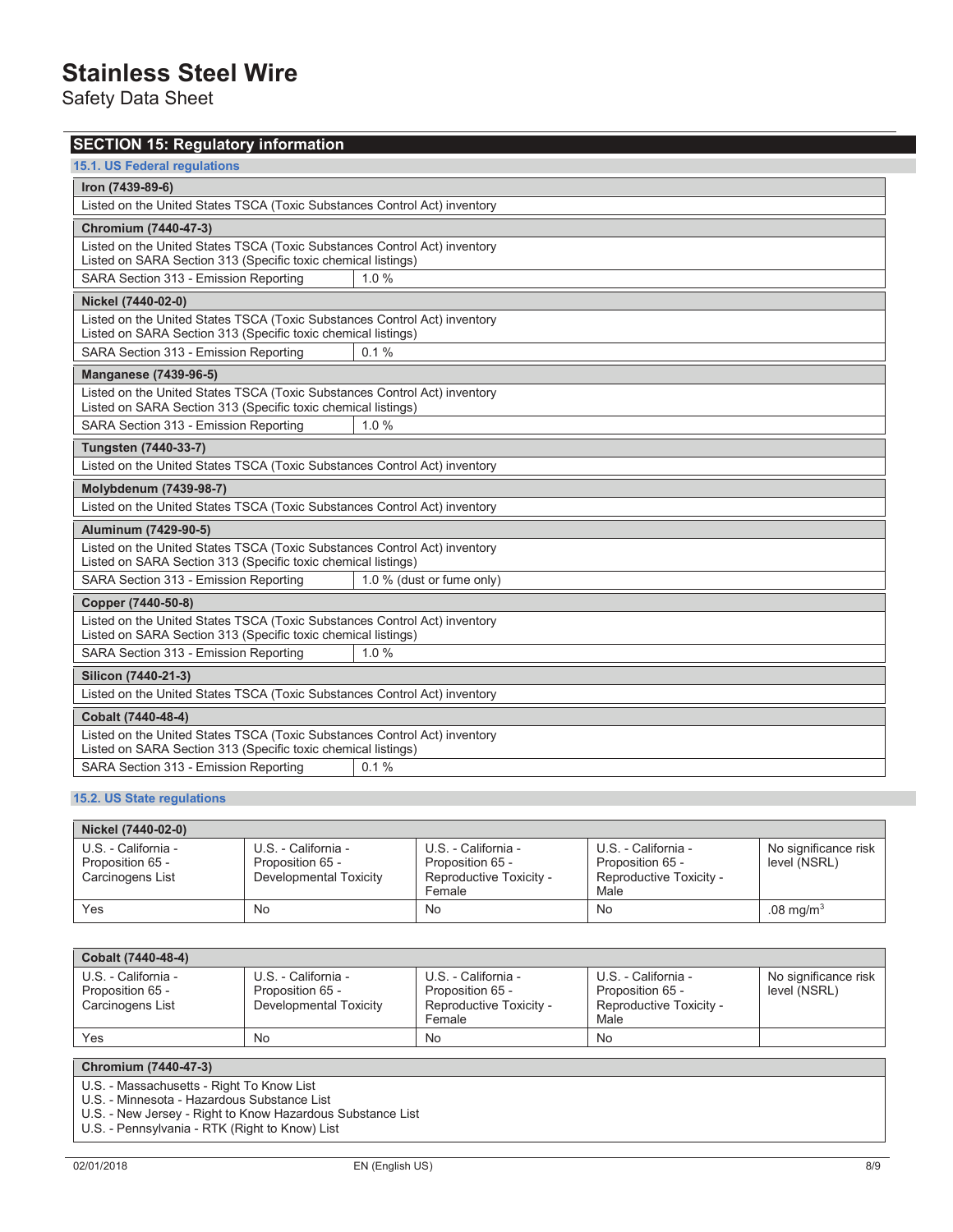## SECTION 15: Regulatory information

### 15.1. US Federal regulations

| Iron (7439-89-6) | |
|---|---|
| Listed on the United States TSCA (Toxic Substances Control Act) inventory | |

| Chromium (7440-47-3) | |
|---|---|
| Listed on the United States TSCA (Toxic Substances Control Act) inventory<br>Listed on SARA Section 313 (Specific toxic chemical listings) | |
| SARA Section 313 - Emission Reporting | 1.0 % |

| Nickel (7440-02-0) | |
|---|---|
| Listed on the United States TSCA (Toxic Substances Control Act) inventory<br>Listed on SARA Section 313 (Specific toxic chemical listings) | |
| SARA Section 313 - Emission Reporting | 0.1 % |

| Manganese (7439-96-5) | |
|---|---|
| Listed on the United States TSCA (Toxic Substances Control Act) inventory<br>Listed on SARA Section 313 (Specific toxic chemical listings) | |
| SARA Section 313 - Emission Reporting | 1.0 % |

| Tungsten (7440-33-7) | |
|---|---|
| Listed on the United States TSCA (Toxic Substances Control Act) inventory | |

| Molybdenum (7439-98-7) | |
|---|---|
| Listed on the United States TSCA (Toxic Substances Control Act) inventory | |

| Aluminum (7429-90-5) | |
|---|---|
| Listed on the United States TSCA (Toxic Substances Control Act) inventory<br>Listed on SARA Section 313 (Specific toxic chemical listings) | |
| SARA Section 313 - Emission Reporting | 1.0 % (dust or fume only) |

| Copper (7440-50-8) | |
|---|---|
| Listed on the United States TSCA (Toxic Substances Control Act) inventory<br>Listed on SARA Section 313 (Specific toxic chemical listings) | |
| SARA Section 313 - Emission Reporting | 1.0 % |

| Silicon (7440-21-3) | |
|---|---|
| Listed on the United States TSCA (Toxic Substances Control Act) inventory | |

| Cobalt (7440-48-4) | |
|---|---|
| Listed on the United States TSCA (Toxic Substances Control Act) inventory<br>Listed on SARA Section 313 (Specific toxic chemical listings) | |
| SARA Section 313 - Emission Reporting | 0.1 % |

### 15.2. US State regulations

| Nickel (7440-02-0) | | | | |
|---|---|---|---|---|
| U.S. - California - Proposition 65 - Carcinogens List | U.S. - California - Proposition 65 - Developmental Toxicity | U.S. - California - Proposition 65 - Reproductive Toxicity - Female | U.S. - California - Proposition 65 - Reproductive Toxicity - Male | No significance risk level (NSRL) |
| Yes | No | No | No | .08 mg/m$^3$ |

| Cobalt (7440-48-4) | | | | |
|---|---|---|---|---|
| U.S. - California - Proposition 65 - Carcinogens List | U.S. - California - Proposition 65 - Developmental Toxicity | U.S. - California - Proposition 65 - Reproductive Toxicity - Female | U.S. - California - Proposition 65 - Reproductive Toxicity - Male | No significance risk level (NSRL) |
| Yes | No | No | No | |

| Chromium (7440-47-3) |
|---|
| U.S. - Massachusetts - Right To Know List<br>U.S. - Minnesota - Hazardous Substance List<br>U.S. - New Jersey - Right to Know Hazardous Substance List<br>U.S. - Pennsylvania - RTK (Right to Know) List |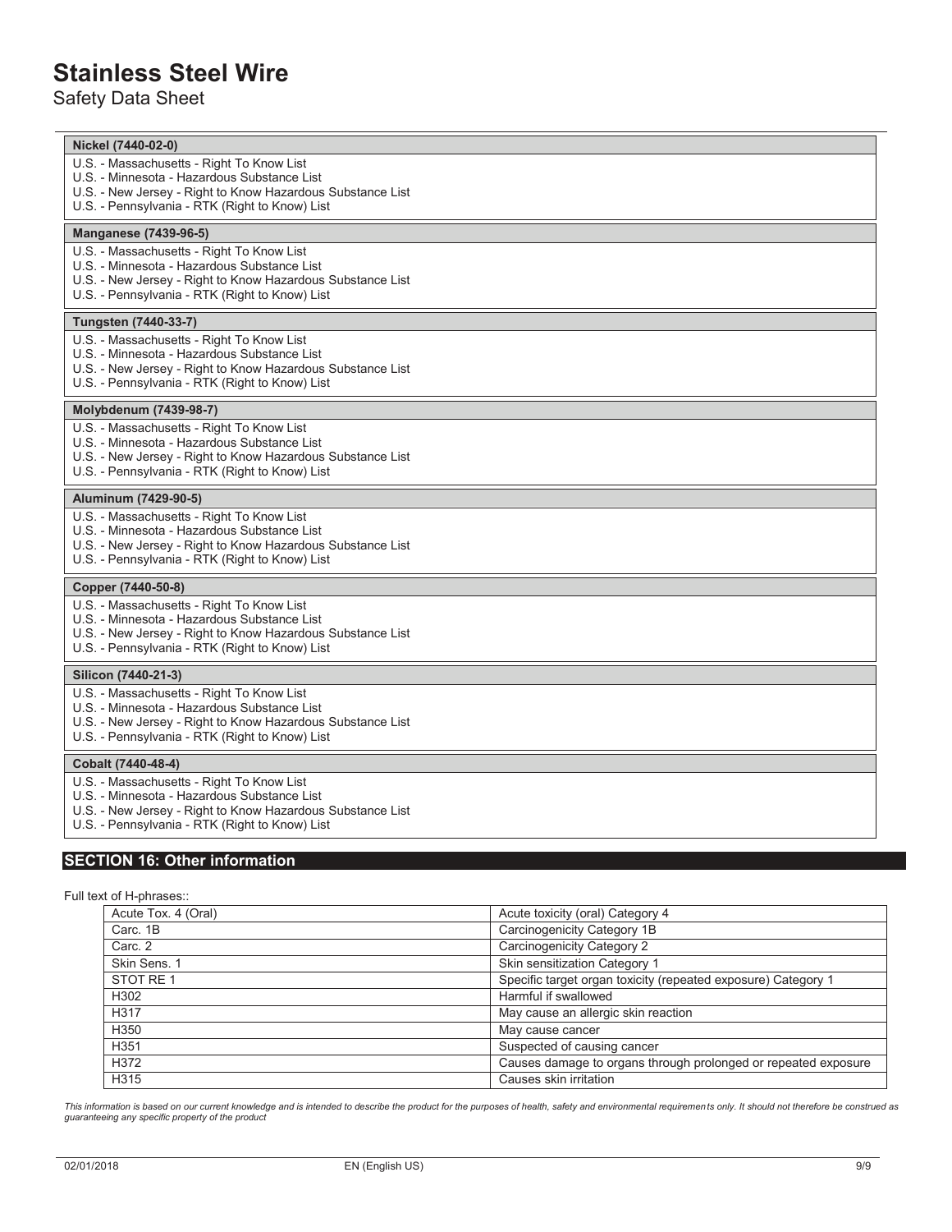| Nickel (7440-02-0) |
| --- |
| U.S. - Massachusetts - Right To Know List<br>U.S. - Minnesota - Hazardous Substance List<br>U.S. - New Jersey - Right to Know Hazardous Substance List<br>U.S. - Pennsylvania - RTK (Right to Know) List |

| Manganese (7439-96-5) |
| --- |
| U.S. - Massachusetts - Right To Know List<br>U.S. - Minnesota - Hazardous Substance List<br>U.S. - New Jersey - Right to Know Hazardous Substance List<br>U.S. - Pennsylvania - RTK (Right to Know) List |

| Tungsten (7440-33-7) |
| --- |
| U.S. - Massachusetts - Right To Know List<br>U.S. - Minnesota - Hazardous Substance List<br>U.S. - New Jersey - Right to Know Hazardous Substance List<br>U.S. - Pennsylvania - RTK (Right to Know) List |

| Molybdenum (7439-98-7) |
| --- |
| U.S. - Massachusetts - Right To Know List<br>U.S. - Minnesota - Hazardous Substance List<br>U.S. - New Jersey - Right to Know Hazardous Substance List<br>U.S. - Pennsylvania - RTK (Right to Know) List |

| Aluminum (7429-90-5) |
| --- |
| U.S. - Massachusetts - Right To Know List<br>U.S. - Minnesota - Hazardous Substance List<br>U.S. - New Jersey - Right to Know Hazardous Substance List<br>U.S. - Pennsylvania - RTK (Right to Know) List |

| Copper (7440-50-8) |
| --- |
| U.S. - Massachusetts - Right To Know List<br>U.S. - Minnesota - Hazardous Substance List<br>U.S. - New Jersey - Right to Know Hazardous Substance List<br>U.S. - Pennsylvania - RTK (Right to Know) List |

| Silicon (7440-21-3) |
| --- |
| U.S. - Massachusetts - Right To Know List<br>U.S. - Minnesota - Hazardous Substance List<br>U.S. - New Jersey - Right to Know Hazardous Substance List<br>U.S. - Pennsylvania - RTK (Right to Know) List |

| Cobalt (7440-48-4) |
| --- |
| U.S. - Massachusetts - Right To Know List<br>U.S. - Minnesota - Hazardous Substance List<br>U.S. - New Jersey - Right to Know Hazardous Substance List<br>U.S. - Pennsylvania - RTK (Right to Know) List |

## SECTION 16: Other information

Full text of H-phrases::

| | |
| --- | --- |
| Acute Tox. 4 (Oral) | Acute toxicity (oral) Category 4 |
| Carc. 1B | Carcinogenicity Category 1B |
| Carc. 2 | Carcinogenicity Category 2 |
| Skin Sens. 1 | Skin sensitization Category 1 |
| STOT RE 1 | Specific target organ toxicity (repeated exposure) Category 1 |
| H302 | Harmful if swallowed |
| H317 | May cause an allergic skin reaction |
| H350 | May cause cancer |
| H351 | Suspected of causing cancer |
| H372 | Causes damage to organs through prolonged or repeated exposure |
| H315 | Causes skin irritation |

*This information is based on our current knowledge and is intended to describe the product for the purposes of health, safety and environmental requirements only. It should not therefore be construed as guaranteeing any specific property of the product*